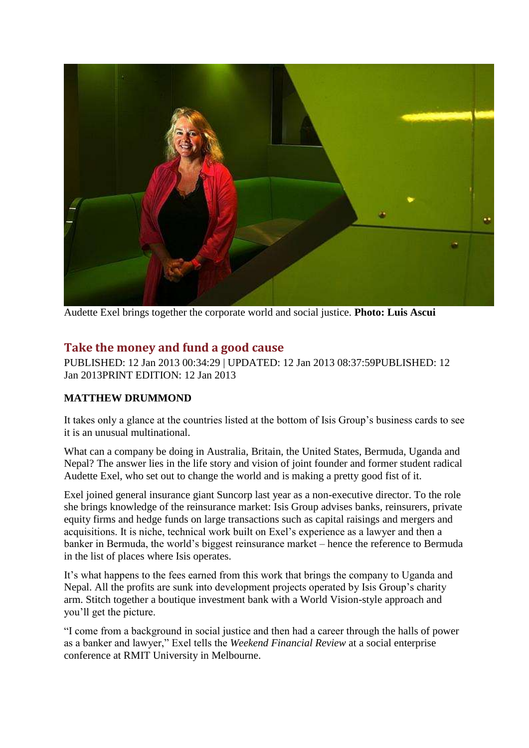Audette Exel brings together the corporate world and social justice. **Photo: Luis Ascui**

## Take the money and fund a good cause

PUBLISHED: 12 Jan 2013 00:34:29 | UPDATED: 12 Jan 2013 08:37:59PUBLISHED: 12 Jan 2013PRINT EDITION: 12 Jan 2013

**MATTHEW DRUMMOND**

It takes only a glance at the countries listed at the bottom of Isis Group's business cards to see it is an unusual multinational.

What can a company be doing in Australia, Britain, the United States, Bermuda, Uganda and Nepal? The answer lies in the life story and vision of joint founder and former student radical Audette Exel, who set out to change the world and is making a pretty good fist of it.

Exel joined general insurance giant Suncorp last year as a non-executive director. To the role she brings knowledge of the reinsurance market: Isis Group advises banks, reinsurers, private equity firms and hedge funds on large transactions such as capital raisings and mergers and acquisitions. It is niche, technical work built on Exel's experience as a lawyer and then a banker in Bermuda, the world's biggest reinsurance market – hence the reference to Bermuda in the list of places where Isis operates.

It's what happens to the fees earned from this work that brings the company to Uganda and Nepal. All the profits are sunk into development projects operated by Isis Group's charity arm. Stitch together a boutique investment bank with a World Vision-style approach and you'll get the picture.

"I come from a background in social justice and then had a career through the halls of power as a banker and lawyer," Exel tells the *Weekend Financial Review* at a social enterprise conference at RMIT University in Melbourne.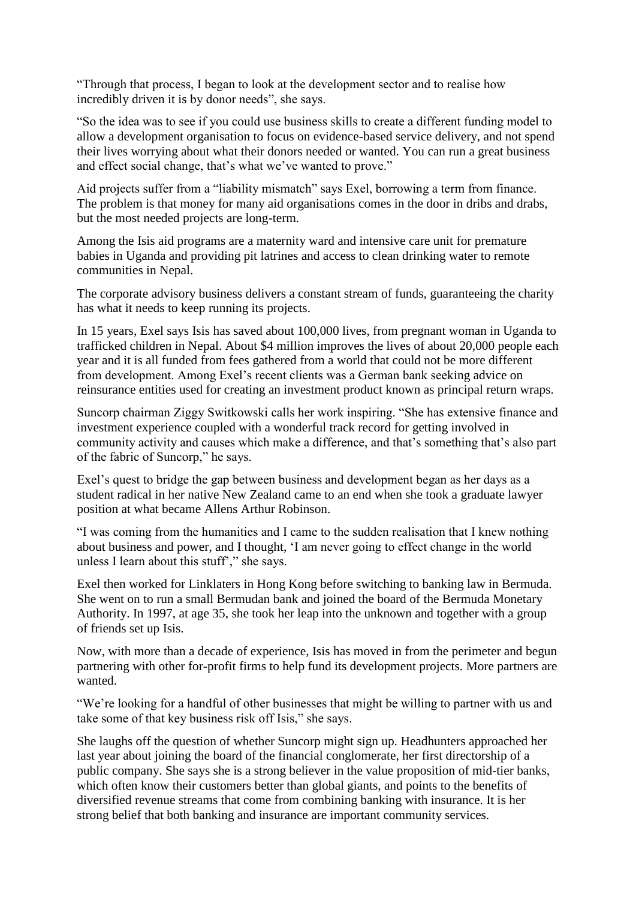"Through that process, I began to look at the development sector and to realise how incredibly driven it is by donor needs", she says.

"So the idea was to see if you could use business skills to create a different funding model to allow a development organisation to focus on evidence-based service delivery, and not spend their lives worrying about what their donors needed or wanted. You can run a great business and effect social change, that's what we've wanted to prove."

Aid projects suffer from a "liability mismatch" says Exel, borrowing a term from finance. The problem is that money for many aid organisations comes in the door in dribs and drabs, but the most needed projects are long-term.

Among the Isis aid programs are a maternity ward and intensive care unit for premature babies in Uganda and providing pit latrines and access to clean drinking water to remote communities in Nepal.

The corporate advisory business delivers a constant stream of funds, guaranteeing the charity has what it needs to keep running its projects.

In 15 years, Exel says Isis has saved about 100,000 lives, from pregnant woman in Uganda to trafficked children in Nepal. About $4 million improves the lives of about 20,000 people each year and it is all funded from fees gathered from a world that could not be more different from development. Among Exel's recent clients was a German bank seeking advice on reinsurance entities used for creating an investment product known as principal return wraps.

Suncorp chairman Ziggy Switkowski calls her work inspiring. "She has extensive finance and investment experience coupled with a wonderful track record for getting involved in community activity and causes which make a difference, and that's something that's also part of the fabric of Suncorp," he says.

Exel's quest to bridge the gap between business and development began as her days as a student radical in her native New Zealand came to an end when she took a graduate lawyer position at what became Allens Arthur Robinson.

"I was coming from the humanities and I came to the sudden realisation that I knew nothing about business and power, and I thought, 'I am never going to effect change in the world unless I learn about this stuff'," she says.

Exel then worked for Linklaters in Hong Kong before switching to banking law in Bermuda. She went on to run a small Bermudan bank and joined the board of the Bermuda Monetary Authority. In 1997, at age 35, she took her leap into the unknown and together with a group of friends set up Isis.

Now, with more than a decade of experience, Isis has moved in from the perimeter and begun partnering with other for-profit firms to help fund its development projects. More partners are wanted.

"We're looking for a handful of other businesses that might be willing to partner with us and take some of that key business risk off Isis," she says.

She laughs off the question of whether Suncorp might sign up. Headhunters approached her last year about joining the board of the financial conglomerate, her first directorship of a public company. She says she is a strong believer in the value proposition of mid-tier banks, which often know their customers better than global giants, and points to the benefits of diversified revenue streams that come from combining banking with insurance. It is her strong belief that both banking and insurance are important community services.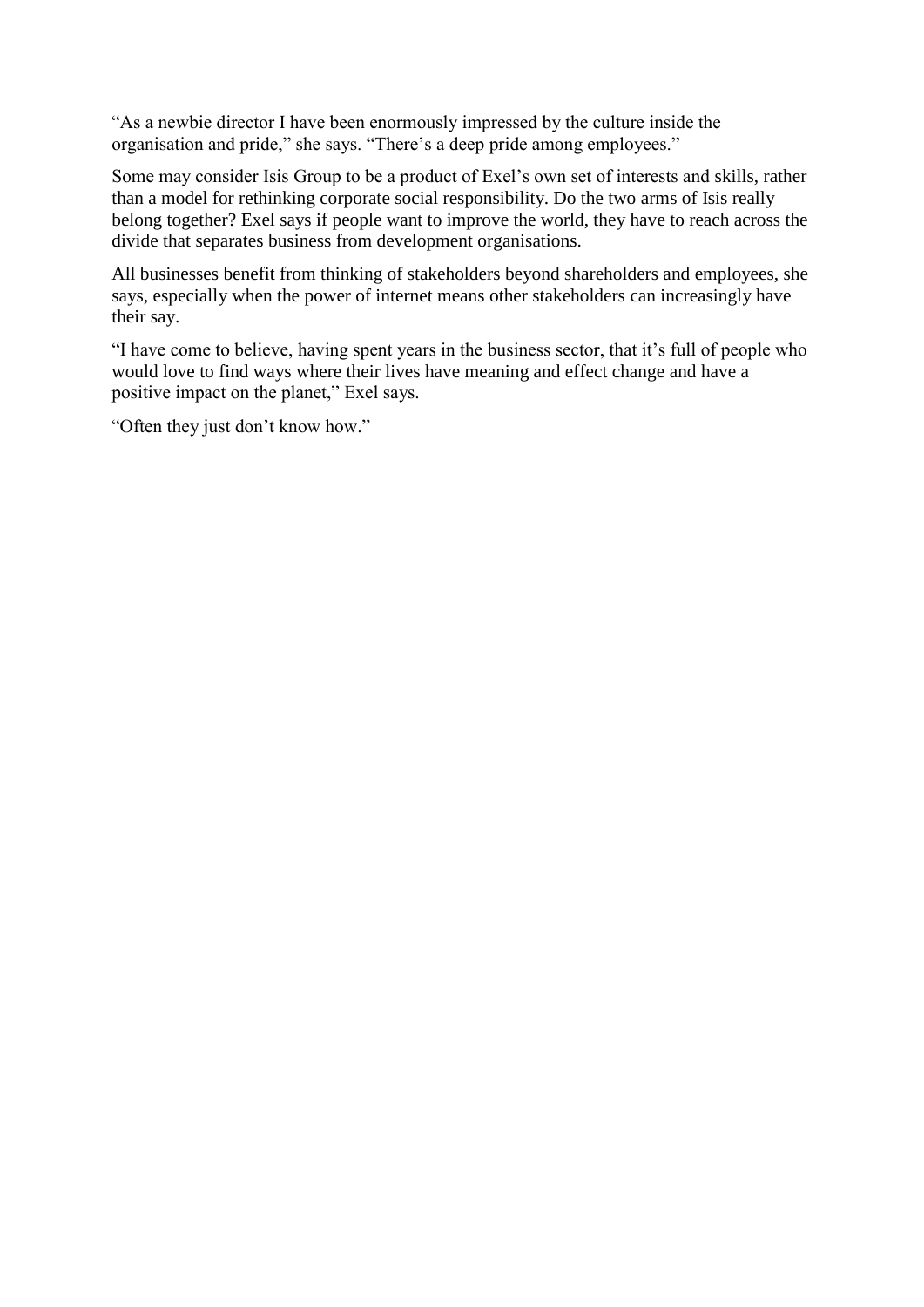"As a newbie director I have been enormously impressed by the culture inside the organisation and pride," she says. "There's a deep pride among employees."

Some may consider Isis Group to be a product of Exel's own set of interests and skills, rather than a model for rethinking corporate social responsibility. Do the two arms of Isis really belong together? Exel says if people want to improve the world, they have to reach across the divide that separates business from development organisations.

All businesses benefit from thinking of stakeholders beyond shareholders and employees, she says, especially when the power of internet means other stakeholders can increasingly have their say.

"I have come to believe, having spent years in the business sector, that it's full of people who would love to find ways where their lives have meaning and effect change and have a positive impact on the planet," Exel says.

"Often they just don't know how."